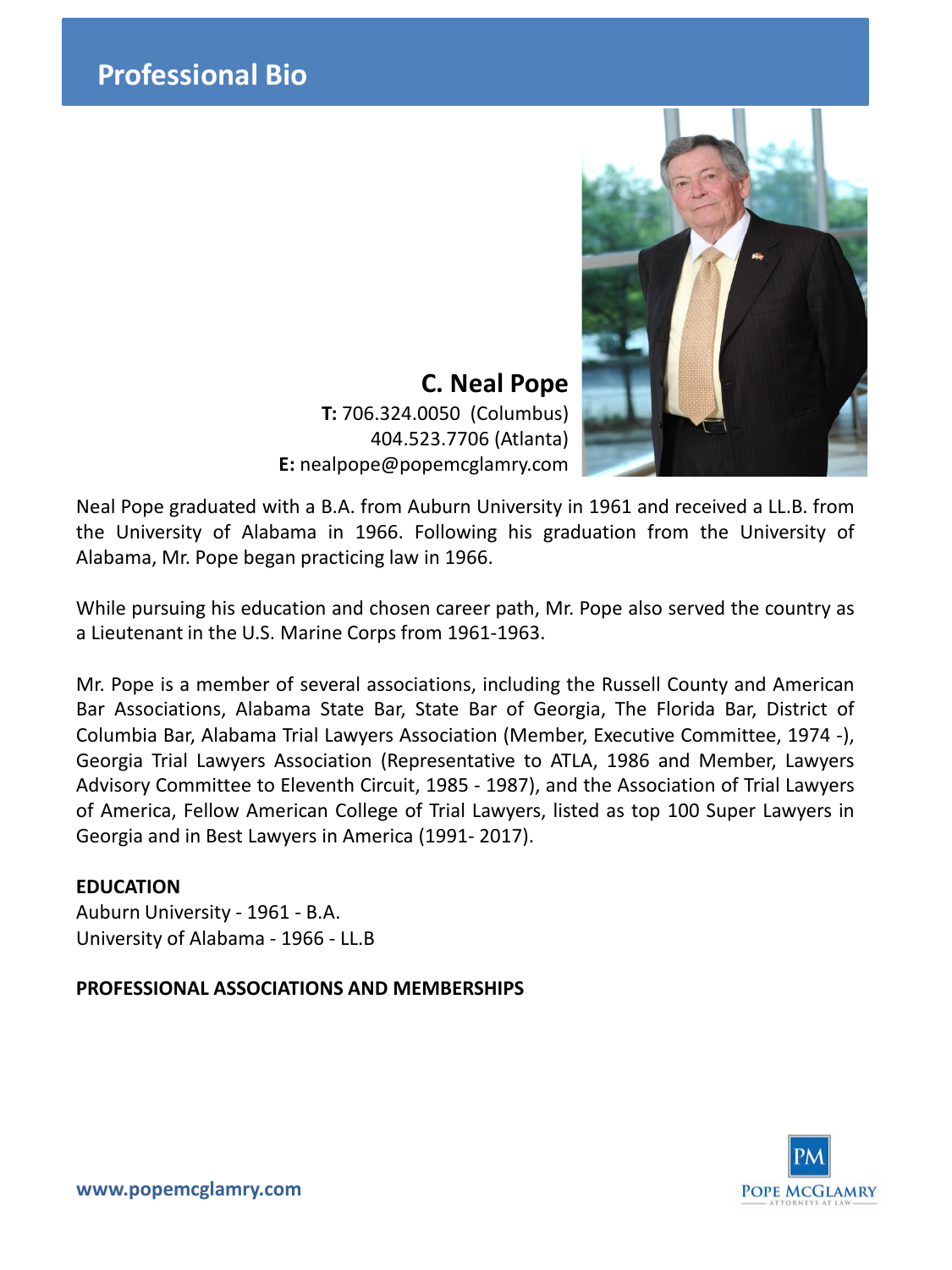# Professional Bio

## C. Neal Pope

**T:** 706.324.0050 (Columbus)
404.523.7706 (Atlanta)
**E:** nealpope@popemcglamry.com

Neal Pope graduated with a B.A. from Auburn University in 1961 and received a LL.B. from the University of Alabama in 1966. Following his graduation from the University of Alabama, Mr. Pope began practicing law in 1966.

While pursuing his education and chosen career path, Mr. Pope also served the country as a Lieutenant in the U.S. Marine Corps from 1961-1963.

Mr. Pope is a member of several associations, including the Russell County and American Bar Associations, Alabama State Bar, State Bar of Georgia, The Florida Bar, District of Columbia Bar, Alabama Trial Lawyers Association (Member, Executive Committee, 1974 -), Georgia Trial Lawyers Association (Representative to ATLA, 1986 and Member, Lawyers Advisory Committee to Eleventh Circuit, 1985 - 1987), and the Association of Trial Lawyers of America, Fellow American College of Trial Lawyers, listed as top 100 Super Lawyers in Georgia and in Best Lawyers in America (1991- 2017).

**EDUCATION**

Auburn University - 1961 - B.A.
University of Alabama - 1966 - LL.B

**PROFESSIONAL ASSOCIATIONS AND MEMBERSHIPS**

www.popemcglamry.com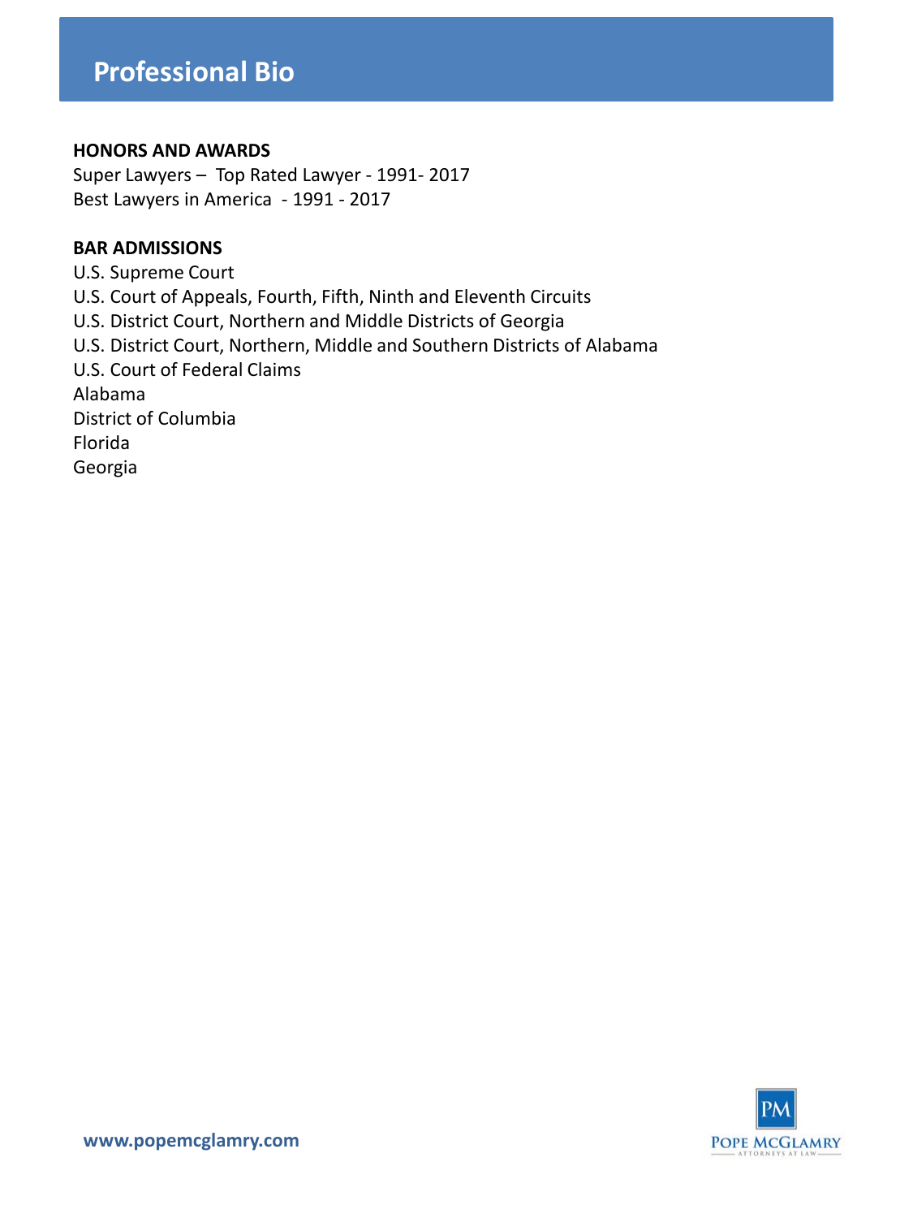# Professional Bio

**HONORS AND AWARDS**

Super Lawyers – Top Rated Lawyer - 1991- 2017
Best Lawyers in America - 1991 - 2017

**BAR ADMISSIONS**

U.S. Supreme Court
U.S. Court of Appeals, Fourth, Fifth, Ninth and Eleventh Circuits
U.S. District Court, Northern and Middle Districts of Georgia
U.S. District Court, Northern, Middle and Southern Districts of Alabama
U.S. Court of Federal Claims
Alabama
District of Columbia
Florida
Georgia

www.popemcglamry.com

PM
POPE MCGLAMRY
ATTORNEYS AT LAW